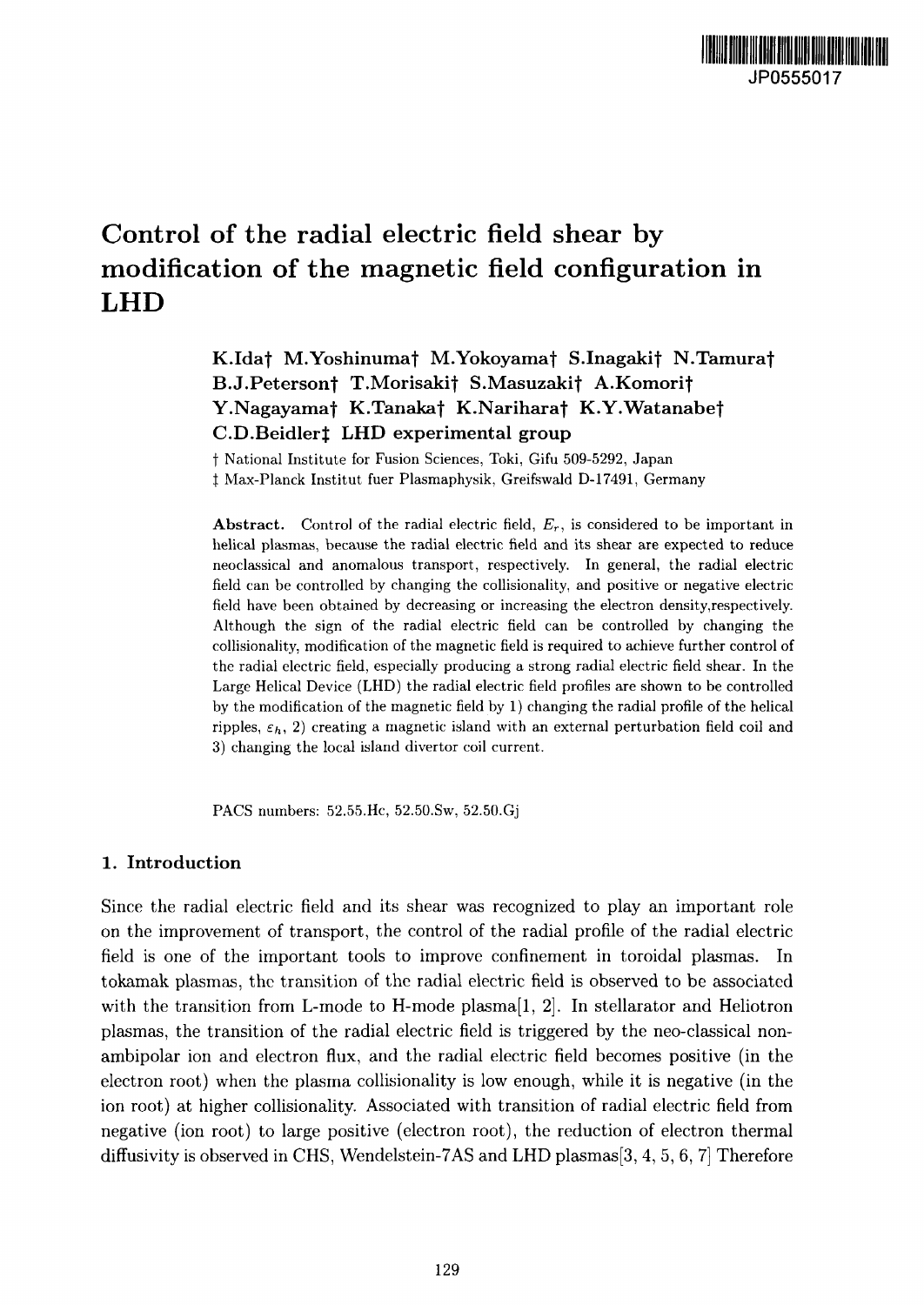JP0555017

# Control of the radial electric field shear by modification of the magnetic field configuration in LHD

**K.Ida† M.Yoshinuma† M.Yokoyama† S.Inagaki† N.Tamura† B.J.Peterson† T.Morisaki† S.Masuzaki† A.Komori† Y.Nagayama† K.Tanaka† K.Narihara† K.Y.Watanabe† C.D.Beidler‡ LHD experimental group**

† National Institute for Fusion Sciences, Toki, Gifu 509-5292, Japan
‡ Max-Planck Institut fuer Plasmaphysik, Greifswald D-17491, Germany

**Abstract.** Control of the radial electric field, $E_r$, is considered to be important in helical plasmas, because the radial electric field and its shear are expected to reduce neoclassical and anomalous transport, respectively. In general, the radial electric field can be controlled by changing the collisionality, and positive or negative electric field have been obtained by decreasing or increasing the electron density,respectively. Although the sign of the radial electric field can be controlled by changing the collisionality, modification of the magnetic field is required to achieve further control of the radial electric field, especially producing a strong radial electric field shear. In the Large Helical Device (LHD) the radial electric field profiles are shown to be controlled by the modification of the magnetic field by 1) changing the radial profile of the helical ripples, $\varepsilon_h$, 2) creating a magnetic island with an external perturbation field coil and 3) changing the local island divertor coil current.

PACS numbers: 52.55.Hc, 52.50.Sw, 52.50.Gj

## 1. Introduction

Since the radial electric field and its shear was recognized to play an important role on the improvement of transport, the control of the radial profile of the radial electric field is one of the important tools to improve confinement in toroidal plasmas. In tokamak plasmas, the transition of the radial electric field is observed to be associated with the transition from L-mode to H-mode plasma[1, 2]. In stellarator and Heliotron plasmas, the transition of the radial electric field is triggered by the neo-classical non-ambipolar ion and electron flux, and the radial electric field becomes positive (in the electron root) when the plasma collisionality is low enough, while it is negative (in the ion root) at higher collisionality. Associated with transition of radial electric field from negative (ion root) to large positive (electron root), the reduction of electron thermal diffusivity is observed in CHS, Wendelstein-7AS and LHD plasmas[3, 4, 5, 6, 7] Therefore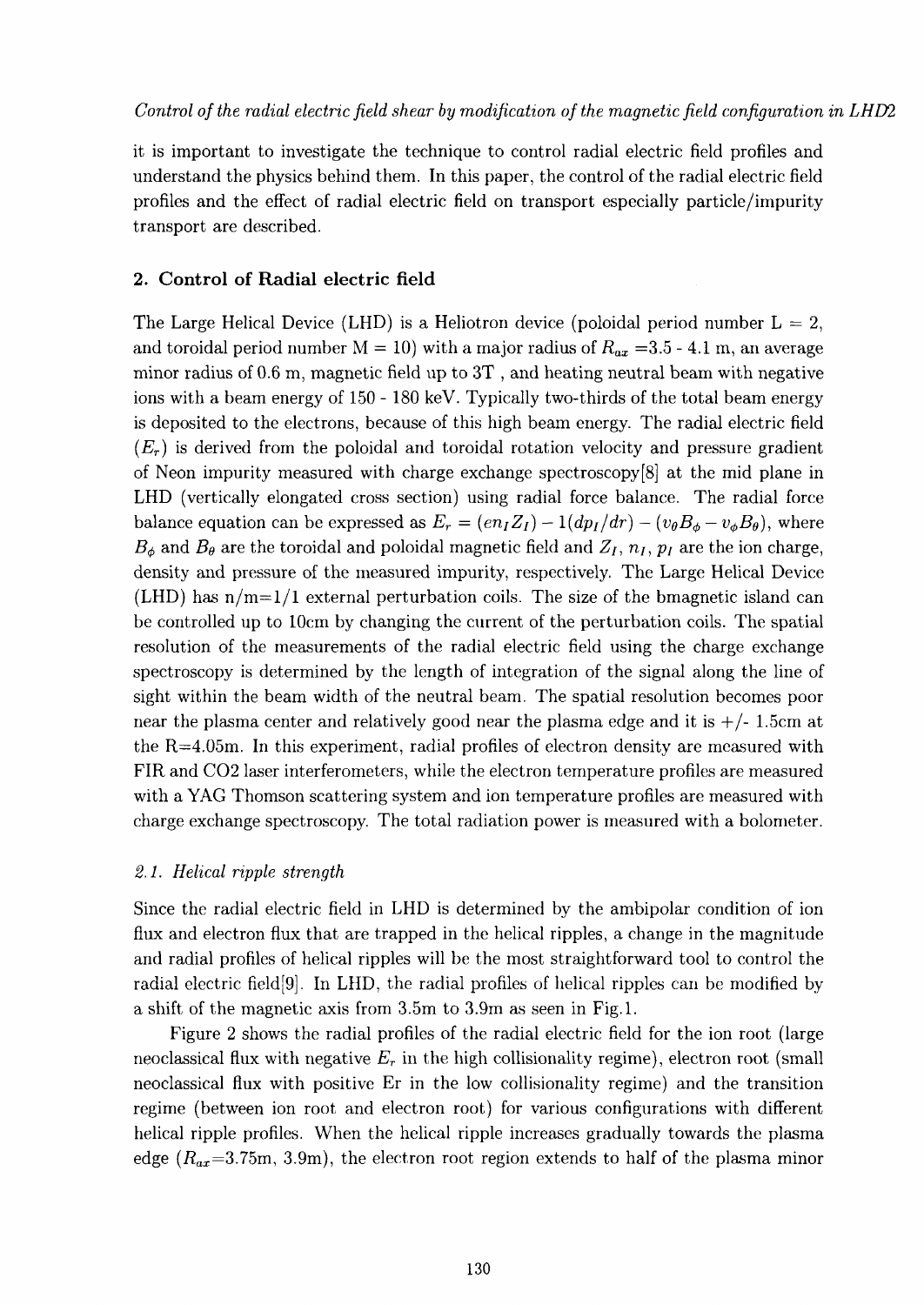it is important to investigate the technique to control radial electric field profiles and understand the physics behind them. In this paper, the control of the radial electric field profiles and the effect of radial electric field on transport especially particle/impurity transport are described.

## 2. Control of Radial electric field

The Large Helical Device (LHD) is a Heliotron device (poloidal period number L = 2, and toroidal period number M = 10) with a major radius of $R_{ax}$ =3.5 - 4.1 m, an average minor radius of 0.6 m, magnetic field up to 3T , and heating neutral beam with negative ions with a beam energy of 150 - 180 keV. Typically two-thirds of the total beam energy is deposited to the electrons, because of this high beam energy. The radial electric field ($E_r$) is derived from the poloidal and toroidal rotation velocity and pressure gradient of Neon impurity measured with charge exchange spectroscopy[8] at the mid plane in LHD (vertically elongated cross section) using radial force balance. The radial force balance equation can be expressed as $E_r = (en_I Z_I) - 1(dp_I/dr) - (v_\theta B_\phi - v_\phi B_\theta)$, where $B_\phi$ and $B_\theta$ are the toroidal and poloidal magnetic field and $Z_I$, $n_I$, $p_I$ are the ion charge, density and pressure of the measured impurity, respectively. The Large Helical Device (LHD) has n/m=1/1 external perturbation coils. The size of the bmagnetic island can be controlled up to 10cm by changing the current of the perturbation coils. The spatial resolution of the measurements of the radial electric field using the charge exchange spectroscopy is determined by the length of integration of the signal along the line of sight within the beam width of the neutral beam. The spatial resolution becomes poor near the plasma center and relatively good near the plasma edge and it is +/- 1.5cm at the R=4.05m. In this experiment, radial profiles of electron density are measured with FIR and CO2 laser interferometers, while the electron temperature profiles are measured with a YAG Thomson scattering system and ion temperature profiles are measured with charge exchange spectroscopy. The total radiation power is measured with a bolometer.

### *2.1. Helical ripple strength*

Since the radial electric field in LHD is determined by the ambipolar condition of ion flux and electron flux that are trapped in the helical ripples, a change in the magnitude and radial profiles of helical ripples will be the most straightforward tool to control the radial electric field[9]. In LHD, the radial profiles of helical ripples can be modified by a shift of the magnetic axis from 3.5m to 3.9m as seen in Fig.1.

Figure 2 shows the radial profiles of the radial electric field for the ion root (large neoclassical flux with negative $E_r$ in the high collisionality regime), electron root (small neoclassical flux with positive Er in the low collisionality regime) and the transition regime (between ion root and electron root) for various configurations with different helical ripple profiles. When the helical ripple increases gradually towards the plasma edge ($R_{ax}$=3.75m, 3.9m), the electron root region extends to half of the plasma minor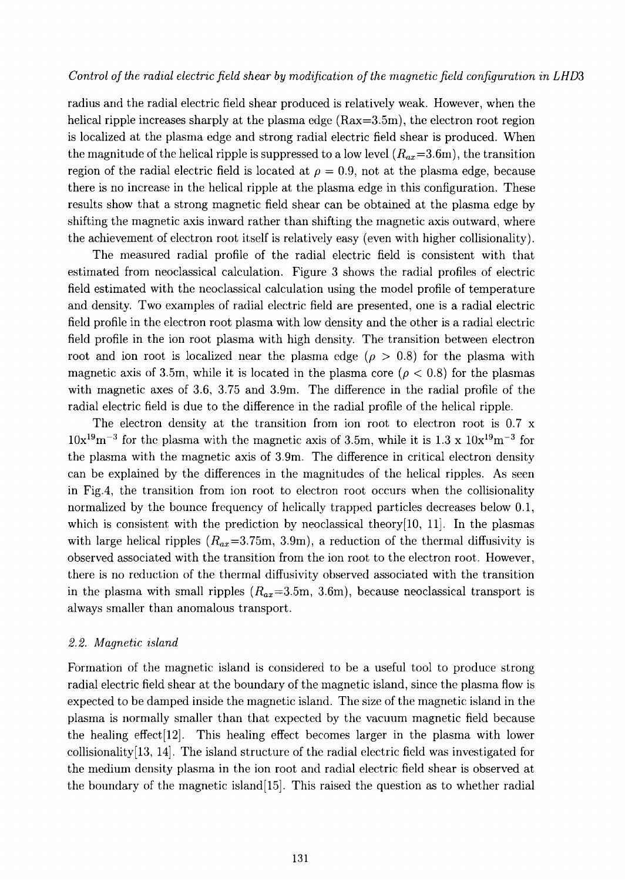radius and the radial electric field shear produced is relatively weak. However, when the helical ripple increases sharply at the plasma edge (Rax=3.5m), the electron root region is localized at the plasma edge and strong radial electric field shear is produced. When the magnitude of the helical ripple is suppressed to a low level ($R_{ax}$=3.6m), the transition region of the radial electric field is located at $\rho = 0.9$, not at the plasma edge, because there is no increase in the helical ripple at the plasma edge in this configuration. These results show that a strong magnetic field shear can be obtained at the plasma edge by shifting the magnetic axis inward rather than shifting the magnetic axis outward, where the achievement of electron root itself is relatively easy (even with higher collisionality).

The measured radial profile of the radial electric field is consistent with that estimated from neoclassical calculation. Figure 3 shows the radial profiles of electric field estimated with the neoclassical calculation using the model profile of temperature and density. Two examples of radial electric field are presented, one is a radial electric field profile in the electron root plasma with low density and the other is a radial electric field profile in the ion root plasma with high density. The transition between electron root and ion root is localized near the plasma edge ($\rho > 0.8$) for the plasma with magnetic axis of 3.5m, while it is located in the plasma core ($\rho < 0.8$) for the plasmas with magnetic axes of 3.6, 3.75 and 3.9m. The difference in the radial profile of the radial electric field is due to the difference in the radial profile of the helical ripple.

The electron density at the transition from ion root to electron root is 0.7 x $10x^{19}m^{-3}$ for the plasma with the magnetic axis of 3.5m, while it is 1.3 x $10x^{19}m^{-3}$ for the plasma with the magnetic axis of 3.9m. The difference in critical electron density can be explained by the differences in the magnitudes of the helical ripples. As seen in Fig.4, the transition from ion root to electron root occurs when the collisionality normalized by the bounce frequency of helically trapped particles decreases below 0.1, which is consistent with the prediction by neoclassical theory[10, 11]. In the plasmas with large helical ripples ($R_{ax}$=3.75m, 3.9m), a reduction of the thermal diffusivity is observed associated with the transition from the ion root to the electron root. However, there is no reduction of the thermal diffusivity observed associated with the transition in the plasma with small ripples ($R_{ax}$=3.5m, 3.6m), because neoclassical transport is always smaller than anomalous transport.

### *2.2. Magnetic island*

Formation of the magnetic island is considered to be a useful tool to produce strong radial electric field shear at the boundary of the magnetic island, since the plasma flow is expected to be damped inside the magnetic island. The size of the magnetic island in the plasma is normally smaller than that expected by the vacuum magnetic field because the healing effect[12]. This healing effect becomes larger in the plasma with lower collisionality[13, 14]. The island structure of the radial electric field was investigated for the medium density plasma in the ion root and radial electric field shear is observed at the boundary of the magnetic island[15]. This raised the question as to whether radial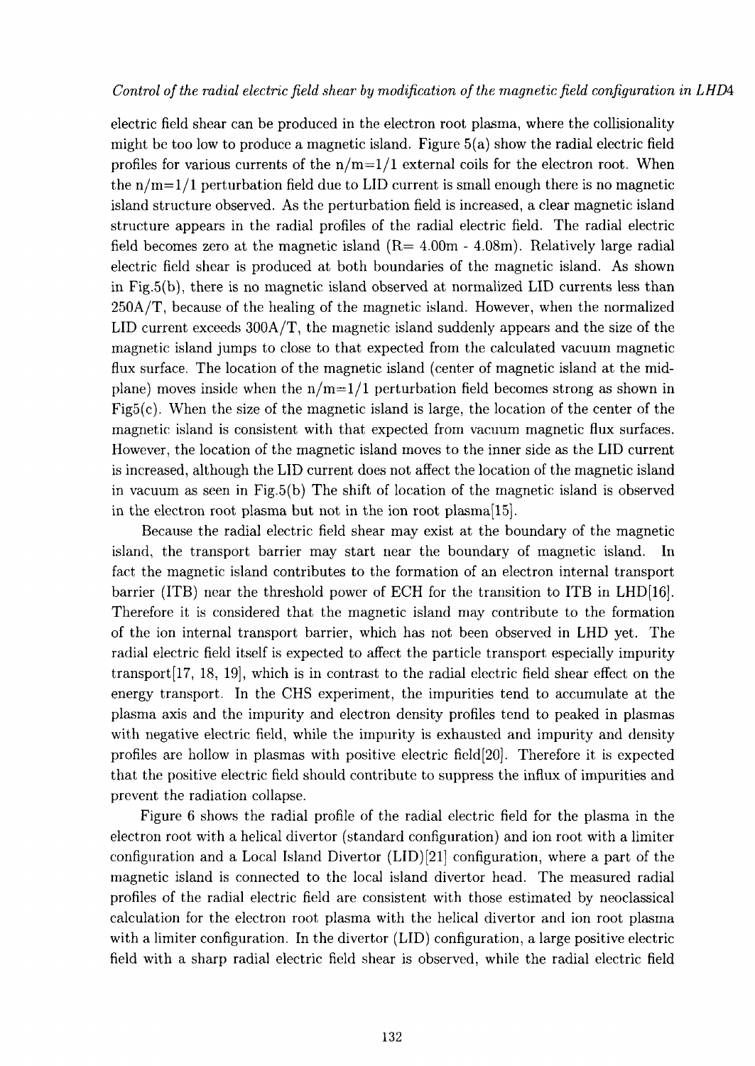electric field shear can be produced in the electron root plasma, where the collisionality might be too low to produce a magnetic island. Figure 5(a) show the radial electric field profiles for various currents of the n/m=1/1 external coils for the electron root. When the n/m=1/1 perturbation field due to LID current is small enough there is no magnetic island structure observed. As the perturbation field is increased, a clear magnetic island structure appears in the radial profiles of the radial electric field. The radial electric field becomes zero at the magnetic island (R= 4.00m - 4.08m). Relatively large radial electric field shear is produced at both boundaries of the magnetic island. As shown in Fig.5(b), there is no magnetic island observed at normalized LID currents less than 250A/T, because of the healing of the magnetic island. However, when the normalized LID current exceeds 300A/T, the magnetic island suddenly appears and the size of the magnetic island jumps to close to that expected from the calculated vacuum magnetic flux surface. The location of the magnetic island (center of magnetic island at the mid-plane) moves inside when the n/m=1/1 perturbation field becomes strong as shown in Fig5(c). When the size of the magnetic island is large, the location of the center of the magnetic island is consistent with that expected from vacuum magnetic flux surfaces. However, the location of the magnetic island moves to the inner side as the LID current is increased, although the LID current does not affect the location of the magnetic island in vacuum as seen in Fig.5(b) The shift of location of the magnetic island is observed in the electron root plasma but not in the ion root plasma[15].

Because the radial electric field shear may exist at the boundary of the magnetic island, the transport barrier may start near the boundary of magnetic island. In fact the magnetic island contributes to the formation of an electron internal transport barrier (ITB) near the threshold power of ECH for the transition to ITB in LHD[16]. Therefore it is considered that the magnetic island may contribute to the formation of the ion internal transport barrier, which has not been observed in LHD yet. The radial electric field itself is expected to affect the particle transport especially impurity transport[17, 18, 19], which is in contrast to the radial electric field shear effect on the energy transport. In the CHS experiment, the impurities tend to accumulate at the plasma axis and the impurity and electron density profiles tend to peaked in plasmas with negative electric field, while the impurity is exhausted and impurity and density profiles are hollow in plasmas with positive electric field[20]. Therefore it is expected that the positive electric field should contribute to suppress the influx of impurities and prevent the radiation collapse.

Figure 6 shows the radial profile of the radial electric field for the plasma in the electron root with a helical divertor (standard configuration) and ion root with a limiter configuration and a Local Island Divertor (LID)[21] configuration, where a part of the magnetic island is connected to the local island divertor head. The measured radial profiles of the radial electric field are consistent with those estimated by neoclassical calculation for the electron root plasma with the helical divertor and ion root plasma with a limiter configuration. In the divertor (LID) configuration, a large positive electric field with a sharp radial electric field shear is observed, while the radial electric field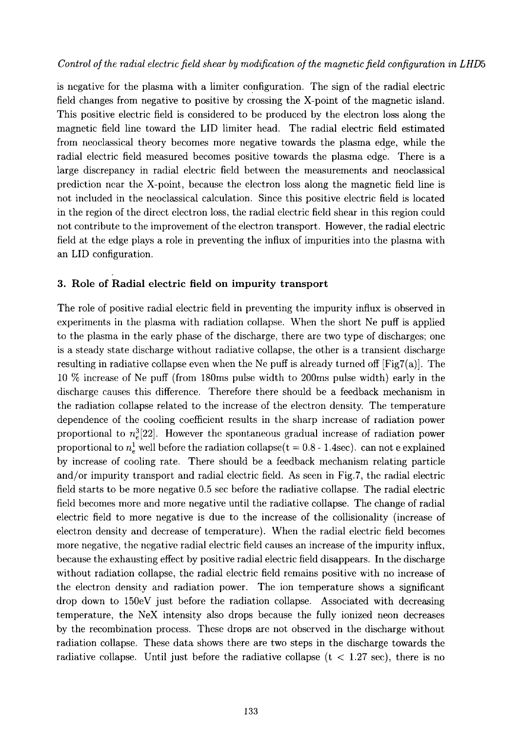is negative for the plasma with a limiter configuration. The sign of the radial electric field changes from negative to positive by crossing the X-point of the magnetic island. This positive electric field is considered to be produced by the electron loss along the magnetic field line toward the LID limiter head. The radial electric field estimated from neoclassical theory becomes more negative towards the plasma edge, while the radial electric field measured becomes positive towards the plasma edge. There is a large discrepancy in radial electric field between the measurements and neoclassical prediction near the X-point, because the electron loss along the magnetic field line is not included in the neoclassical calculation. Since this positive electric field is located in the region of the direct electron loss, the radial electric field shear in this region could not contribute to the improvement of the electron transport. However, the radial electric field at the edge plays a role in preventing the influx of impurities into the plasma with an LID configuration.

## 3. Role of Radial electric field on impurity transport

The role of positive radial electric field in preventing the impurity influx is observed in experiments in the plasma with radiation collapse. When the short Ne puff is applied to the plasma in the early phase of the discharge, there are two type of discharges; one is a steady state discharge without radiative collapse, the other is a transient discharge resulting in radiative collapse even when the Ne puff is already turned off [Fig7(a)]. The 10 % increase of Ne puff (from 180ms pulse width to 200ms pulse width) early in the discharge causes this difference. Therefore there should be a feedback mechanism in the radiation collapse related to the increase of the electron density. The temperature dependence of the cooling coefficient results in the sharp increase of radiation power proportional to $n_e^3$[22]. However the spontaneous gradual increase of radiation power proportional to $n_e^1$ well before the radiation collapse(t = 0.8 - 1.4sec). can not e explained by increase of cooling rate. There should be a feedback mechanism relating particle and/or impurity transport and radial electric field. As seen in Fig.7, the radial electric field starts to be more negative 0.5 sec before the radiative collapse. The radial electric field becomes more and more negative until the radiative collapse. The change of radial electric field to more negative is due to the increase of the collisionality (increase of electron density and decrease of temperature). When the radial electric field becomes more negative, the negative radial electric field causes an increase of the impurity influx, because the exhausting effect by positive radial electric field disappears. In the discharge without radiation collapse, the radial electric field remains positive with no increase of the electron density and radiation power. The ion temperature shows a significant drop down to 150eV just before the radiation collapse. Associated with decreasing temperature, the NeX intensity also drops because the fully ionized neon decreases by the recombination process. These drops are not observed in the discharge without radiation collapse. These data shows there are two steps in the discharge towards the radiative collapse. Until just before the radiative collapse (t < 1.27 sec), there is no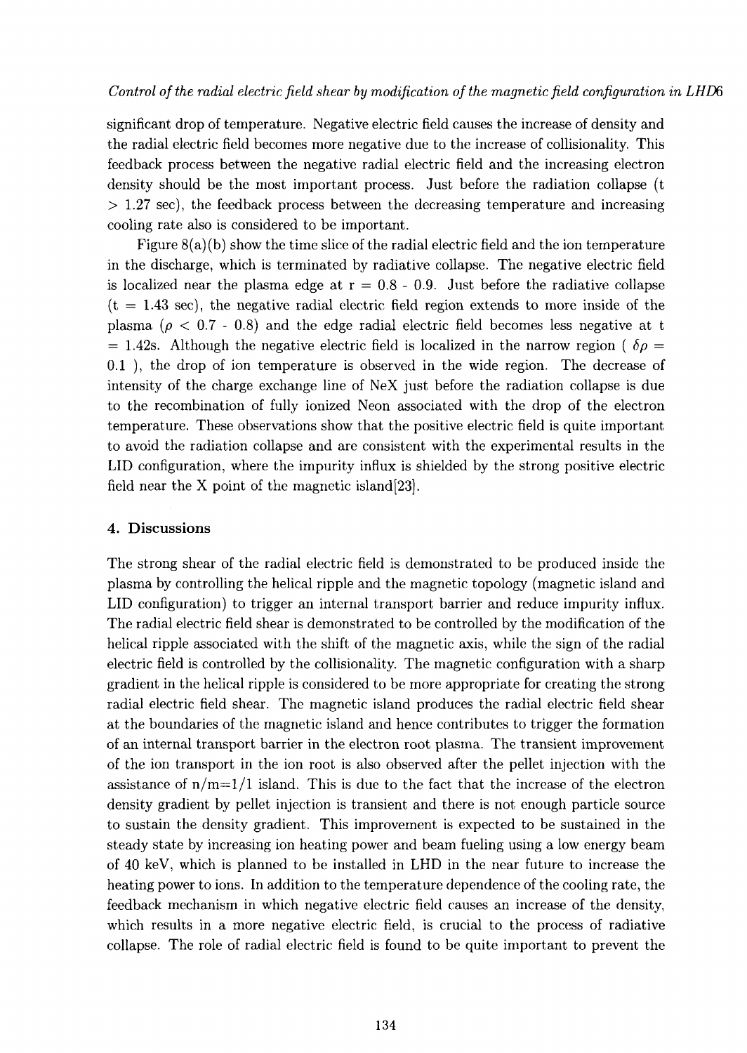significant drop of temperature. Negative electric field causes the increase of density and the radial electric field becomes more negative due to the increase of collisionality. This feedback process between the negative radial electric field and the increasing electron density should be the most important process. Just before the radiation collapse (t $> 1.27$ sec), the feedback process between the decreasing temperature and increasing cooling rate also is considered to be important.

Figure 8(a)(b) show the time slice of the radial electric field and the ion temperature in the discharge, which is terminated by radiative collapse. The negative electric field is localized near the plasma edge at r = 0.8 - 0.9. Just before the radiative collapse (t = 1.43 sec), the negative radial electric field region extends to more inside of the plasma ($\rho < 0.7$ - $0.8$) and the edge radial electric field becomes less negative at t = 1.42s. Although the negative electric field is localized in the narrow region ( $\delta\rho$ = 0.1 ), the drop of ion temperature is observed in the wide region. The decrease of intensity of the charge exchange line of NeX just before the radiation collapse is due to the recombination of fully ionized Neon associated with the drop of the electron temperature. These observations show that the positive electric field is quite important to avoid the radiation collapse and are consistent with the experimental results in the LID configuration, where the impurity influx is shielded by the strong positive electric field near the X point of the magnetic island[23].

## 4. Discussions

The strong shear of the radial electric field is demonstrated to be produced inside the plasma by controlling the helical ripple and the magnetic topology (magnetic island and LID configuration) to trigger an internal transport barrier and reduce impurity influx. The radial electric field shear is demonstrated to be controlled by the modification of the helical ripple associated with the shift of the magnetic axis, while the sign of the radial electric field is controlled by the collisionality. The magnetic configuration with a sharp gradient in the helical ripple is considered to be more appropriate for creating the strong radial electric field shear. The magnetic island produces the radial electric field shear at the boundaries of the magnetic island and hence contributes to trigger the formation of an internal transport barrier in the electron root plasma. The transient improvement of the ion transport in the ion root is also observed after the pellet injection with the assistance of $n/m=1/1$ island. This is due to the fact that the increase of the electron density gradient by pellet injection is transient and there is not enough particle source to sustain the density gradient. This improvement is expected to be sustained in the steady state by increasing ion heating power and beam fueling using a low energy beam of 40 keV, which is planned to be installed in LHD in the near future to increase the heating power to ions. In addition to the temperature dependence of the cooling rate, the feedback mechanism in which negative electric field causes an increase of the density, which results in a more negative electric field, is crucial to the process of radiative collapse. The role of radial electric field is found to be quite important to prevent the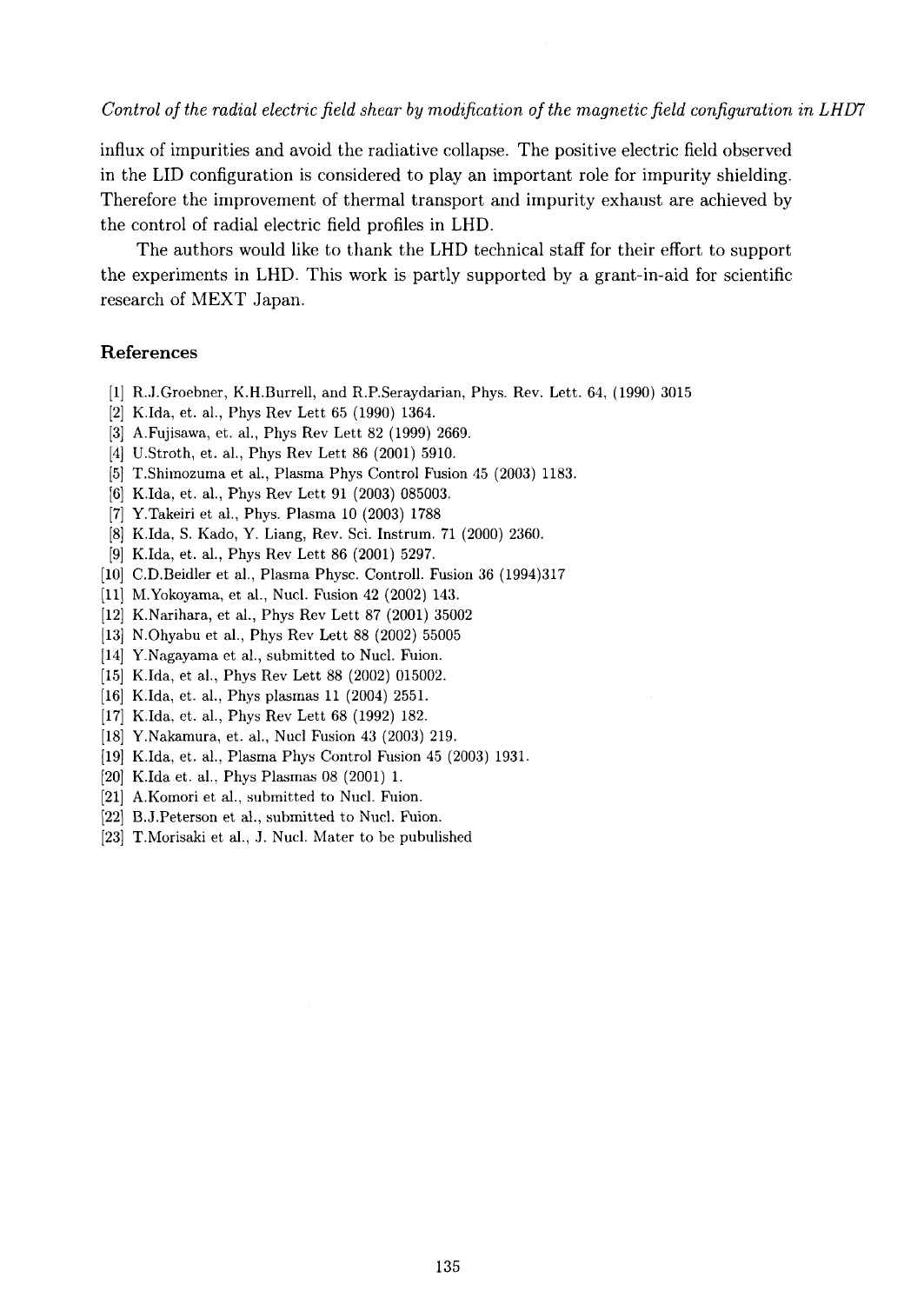influx of impurities and avoid the radiative collapse. The positive electric field observed in the LID configuration is considered to play an important role for impurity shielding. Therefore the improvement of thermal transport and impurity exhaust are achieved by the control of radial electric field profiles in LHD.

The authors would like to thank the LHD technical staff for their effort to support the experiments in LHD. This work is partly supported by a grant-in-aid for scientific research of MEXT Japan.

## References

[1] R.J.Groebner, K.H.Burrell, and R.P.Seraydarian, Phys. Rev. Lett. 64, (1990) 3015
[2] K.Ida, et. al., Phys Rev Lett 65 (1990) 1364.
[3] A.Fujisawa, et. al., Phys Rev Lett 82 (1999) 2669.
[4] U.Stroth, et. al., Phys Rev Lett 86 (2001) 5910.
[5] T.Shimozuma et al., Plasma Phys Control Fusion 45 (2003) 1183.
[6] K.Ida, et. al., Phys Rev Lett 91 (2003) 085003.
[7] Y.Takeiri et al., Phys. Plasma 10 (2003) 1788
[8] K.Ida, S. Kado, Y. Liang, Rev. Sci. Instrum. 71 (2000) 2360.
[9] K.Ida, et. al., Phys Rev Lett 86 (2001) 5297.
[10] C.D.Beidler et al., Plasma Physc. Controll. Fusion 36 (1994)317
[11] M.Yokoyama, et al., Nucl. Fusion 42 (2002) 143.
[12] K.Narihara, et al., Phys Rev Lett 87 (2001) 35002
[13] N.Ohyabu et al., Phys Rev Lett 88 (2002) 55005
[14] Y.Nagayama et al., submitted to Nucl. Fuion.
[15] K.Ida, et al., Phys Rev Lett 88 (2002) 015002.
[16] K.Ida, et. al., Phys plasmas 11 (2004) 2551.
[17] K.Ida, et. al., Phys Rev Lett 68 (1992) 182.
[18] Y.Nakamura, et. al., Nucl Fusion 43 (2003) 219.
[19] K.Ida, et. al., Plasma Phys Control Fusion 45 (2003) 1931.
[20] K.Ida et. al., Phys Plasmas 08 (2001) 1.
[21] A.Komori et al., submitted to Nucl. Fuion.
[22] B.J.Peterson et al., submitted to Nucl. Fuion.
[23] T.Morisaki et al., J. Nucl. Mater to be pubulished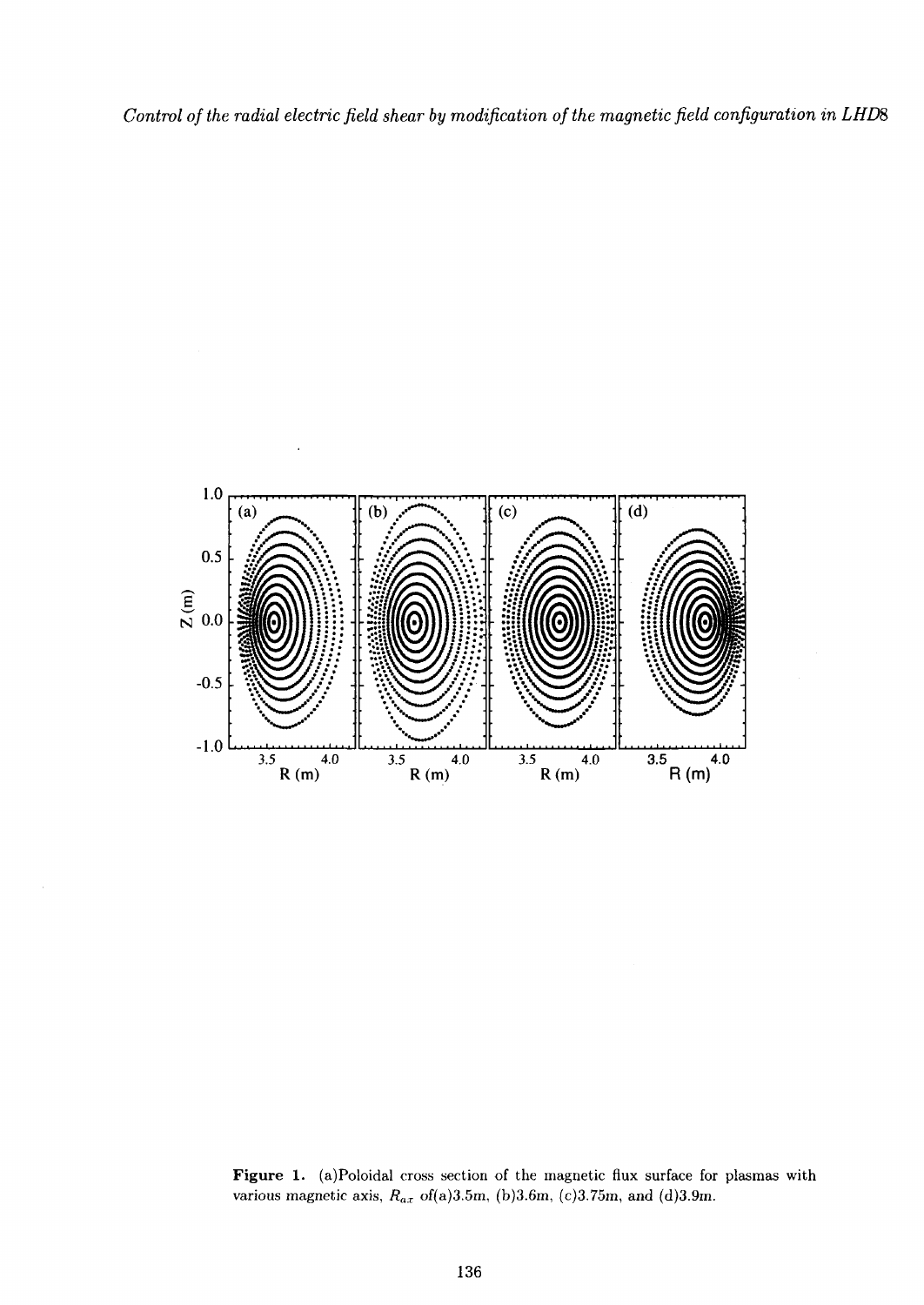Figure 1. (a)Poloidal cross section of the magnetic flux surface for plasmas with various magnetic axis, $R_{ax}$ of(a)3.5m, (b)3.6m, (c)3.75m, and (d)3.9m.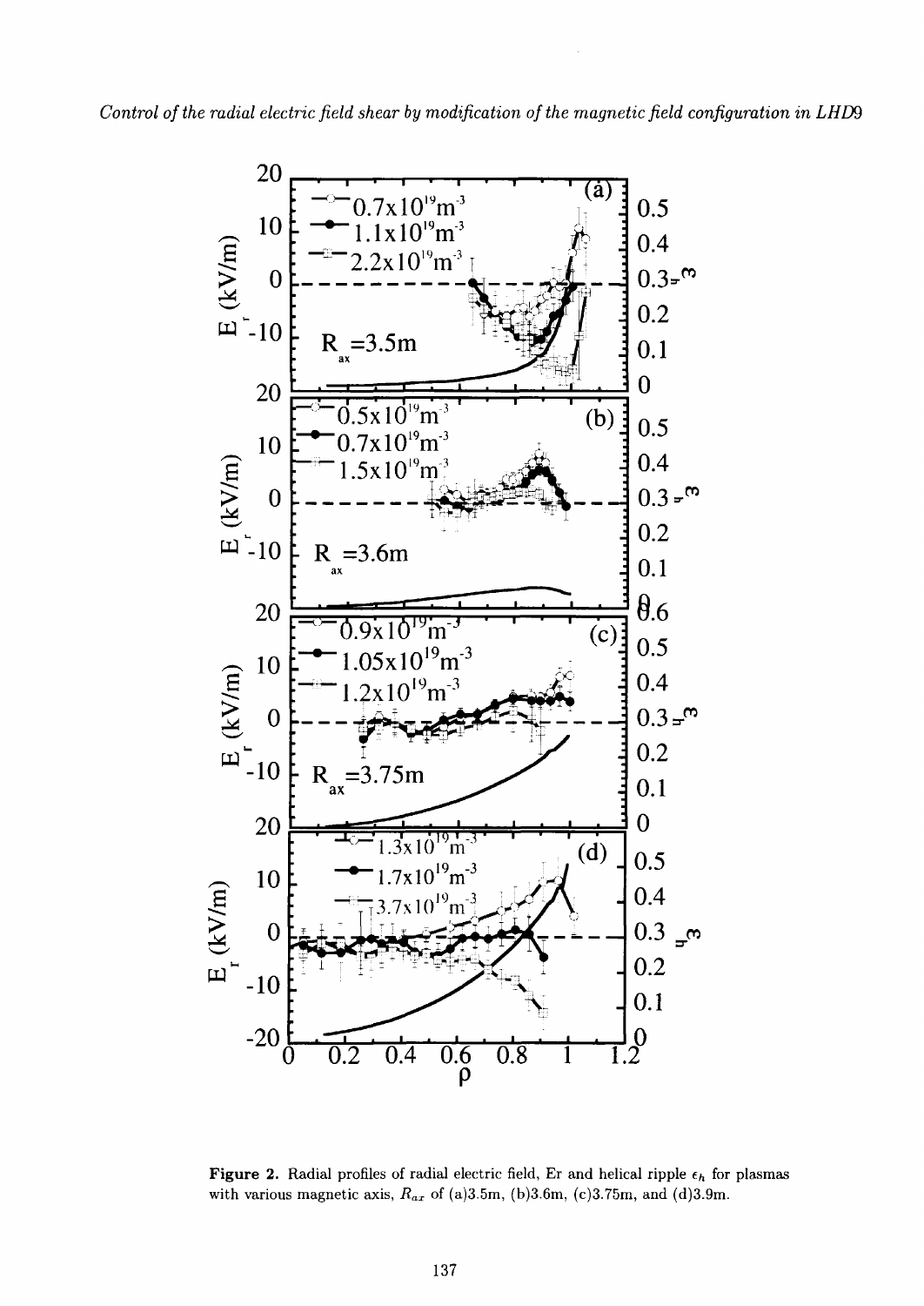**Figure 2.** Radial profiles of radial electric field, Er and helical ripple $\epsilon_h$ for plasmas with various magnetic axis, $R_{ax}$ of (a)3.5m, (b)3.6m, (c)3.75m, and (d)3.9m.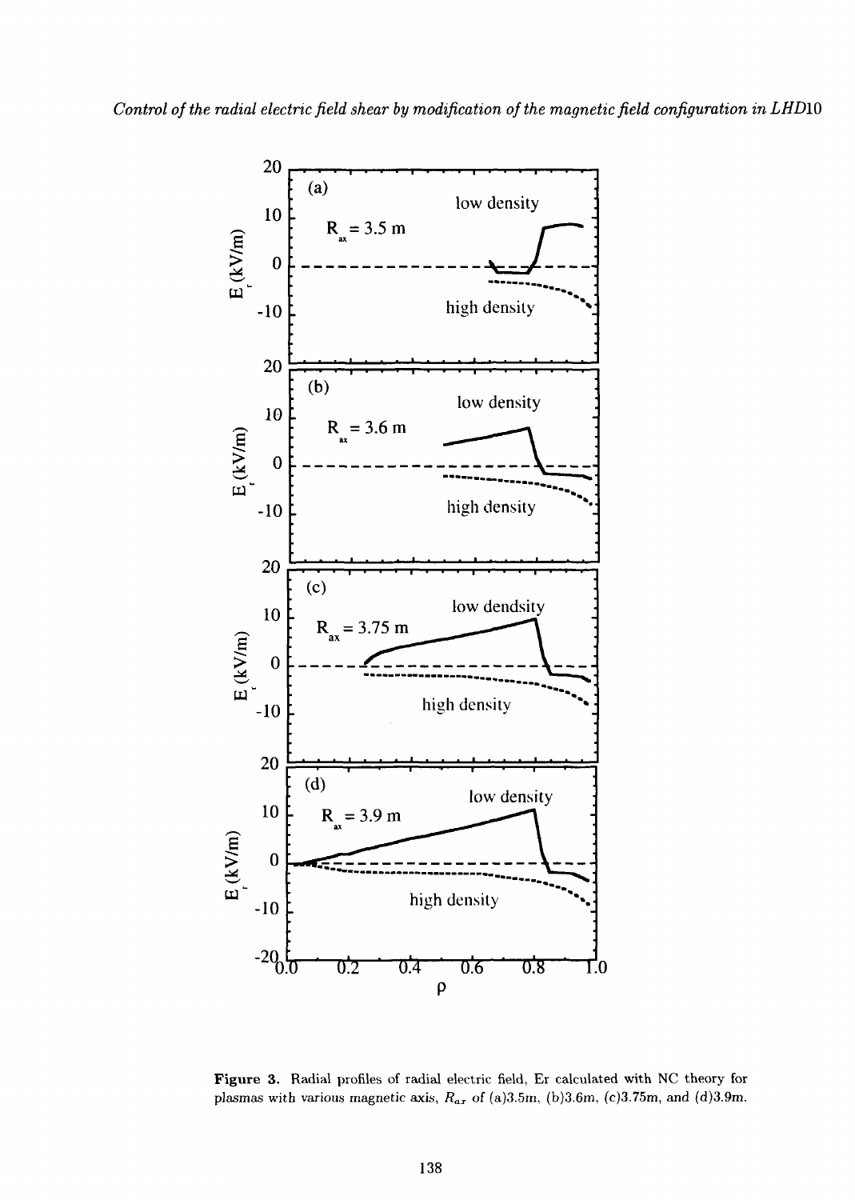Figure 3. Radial profiles of radial electric field, Er calculated with NC theory for plasmas with various magnetic axis, $R_{ax}$ of (a)3.5m, (b)3.6m, (c)3.75m, and (d)3.9m.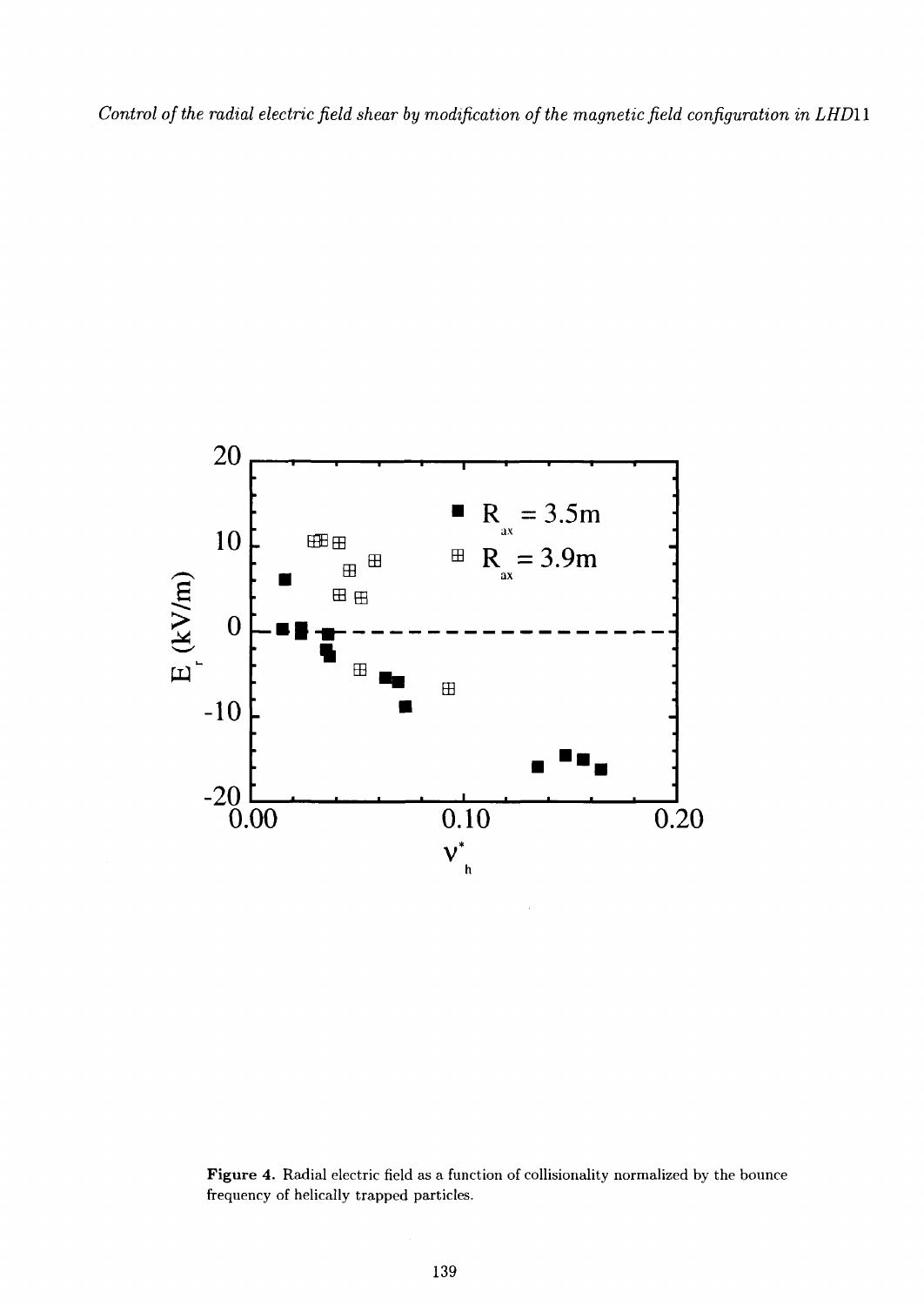Figure 4. Radial electric field as a function of collisionality normalized by the bounce frequency of helically trapped particles.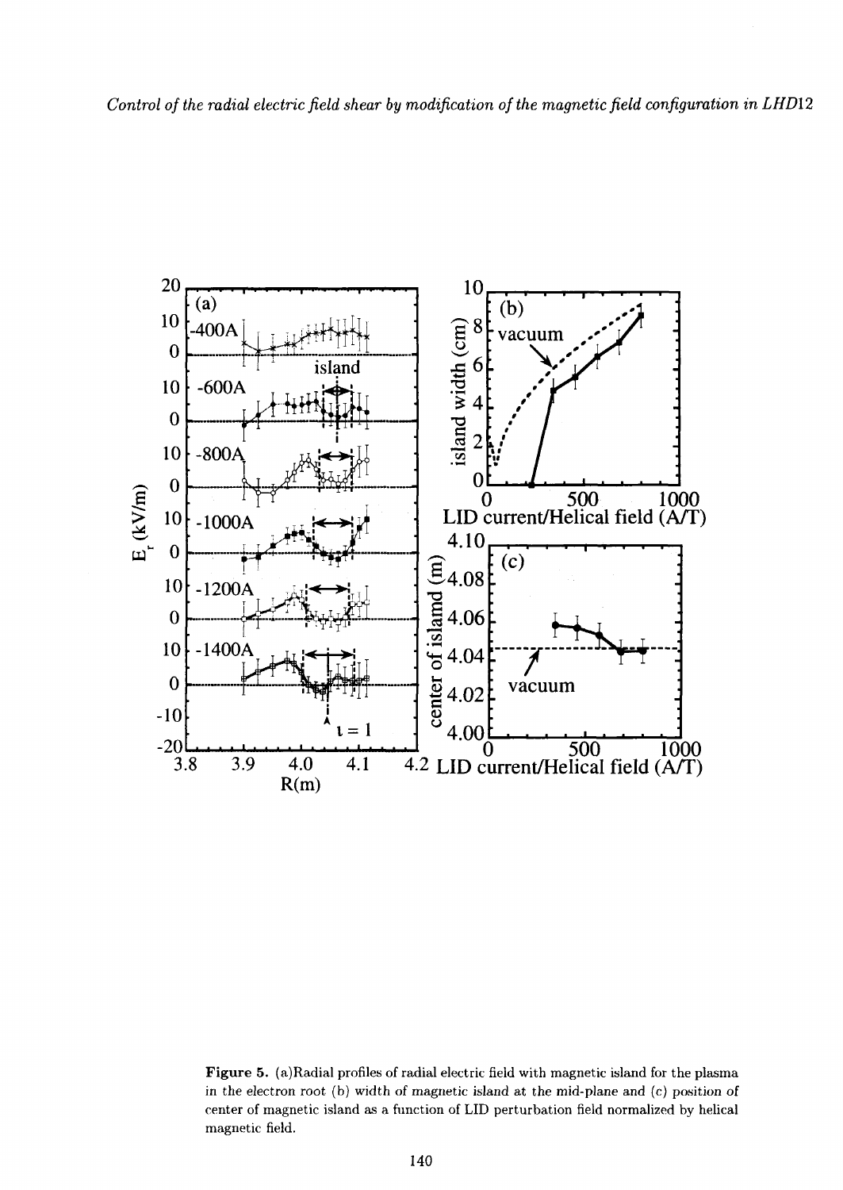**Figure 5.** (a)Radial profiles of radial electric field with magnetic island for the plasma in the electron root (b) width of magnetic island at the mid-plane and (c) position of center of magnetic island as a function of LID perturbation field normalized by helical magnetic field.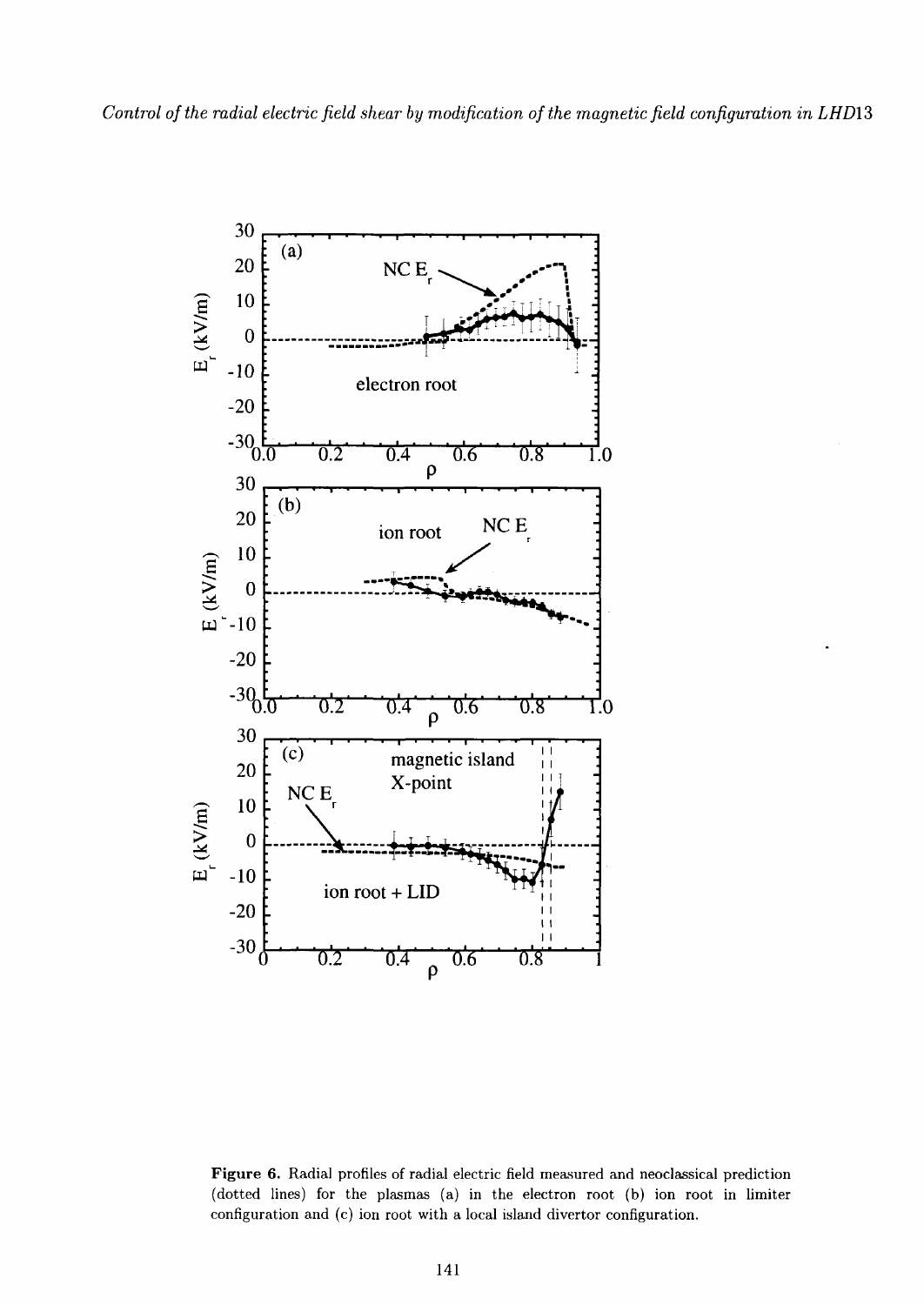Figure 6. Radial profiles of radial electric field measured and neoclassical prediction (dotted lines) for the plasmas (a) in the electron root (b) ion root in limiter configuration and (c) ion root with a local island divertor configuration.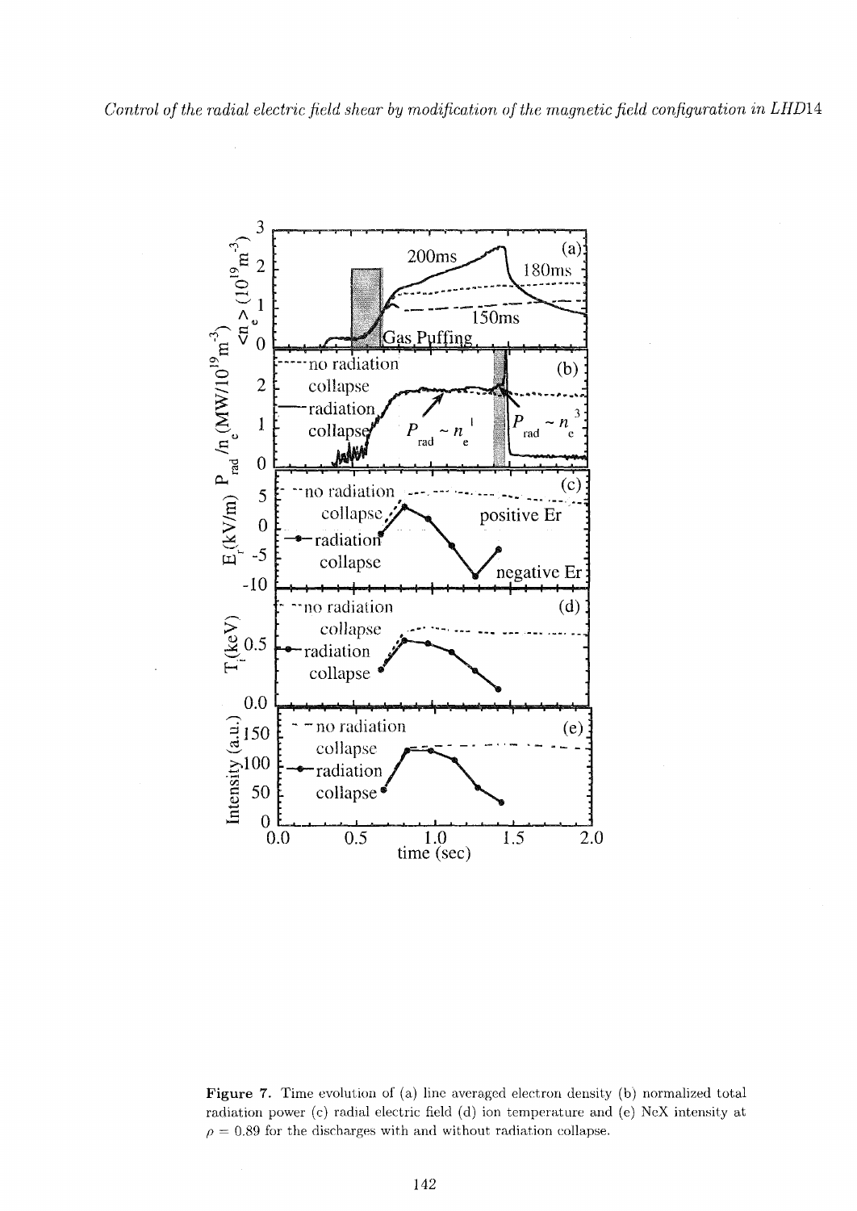Figure 7. Time evolution of (a) line averaged electron density (b) normalized total radiation power (c) radial electric field (d) ion temperature and (e) NeX intensity at $\rho = 0.89$ for the discharges with and without radiation collapse.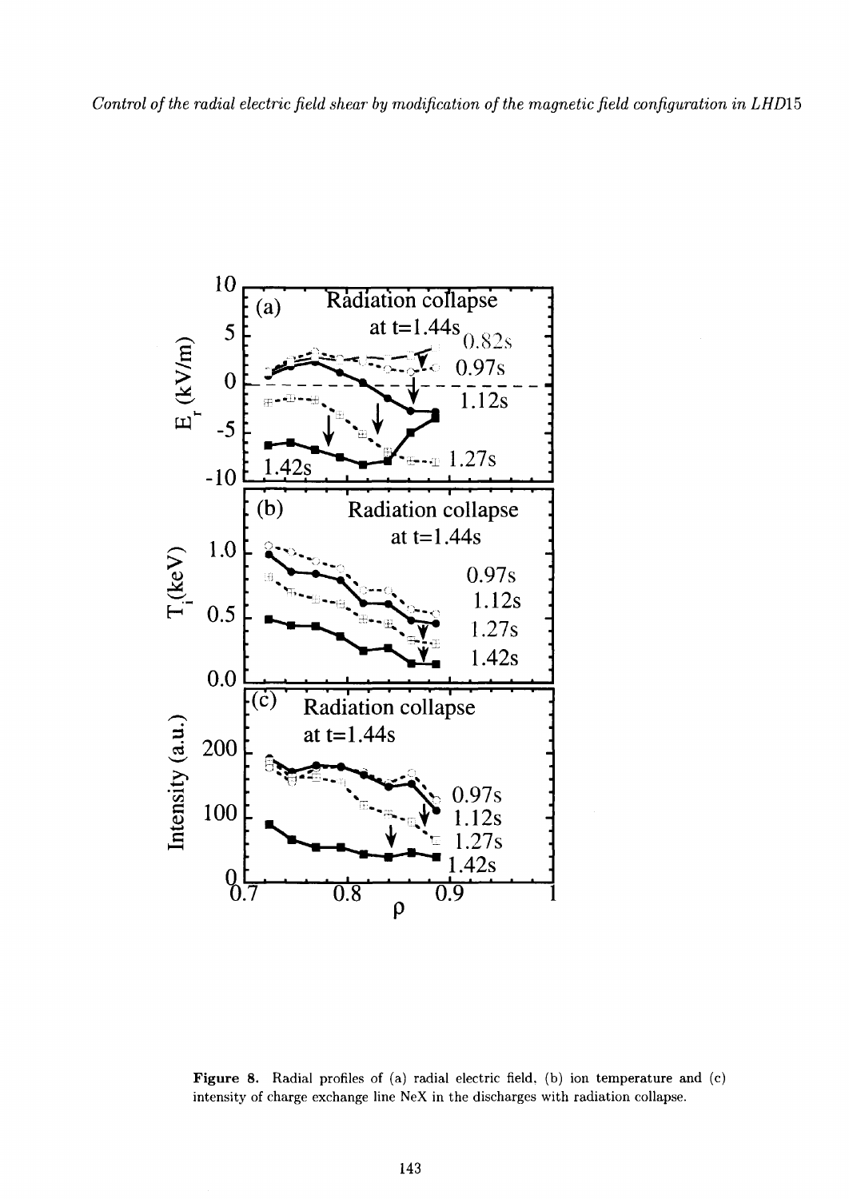(a)

Radiation collapse

at t=1.44s

0.82s

0.97s

1.12s

1.27s

1.42s

$E_r$ (kV/m)

10

5

0

-5

-10

(b)

Radiation collapse

at t=1.44s

0.97s

1.12s

1.27s

1.42s

$T_i$(keV)

1.0

0.5

0.0

(c)

Radiation collapse

at t=1.44s

0.97s

1.12s

1.27s

1.42s

Intensity (a.u.)

200

100

0

0.7

0.8

0.9

1

ρ

**Figure 8.** Radial profiles of (a) radial electric field, (b) ion temperature and (c) intensity of charge exchange line NeX in the discharges with radiation collapse.